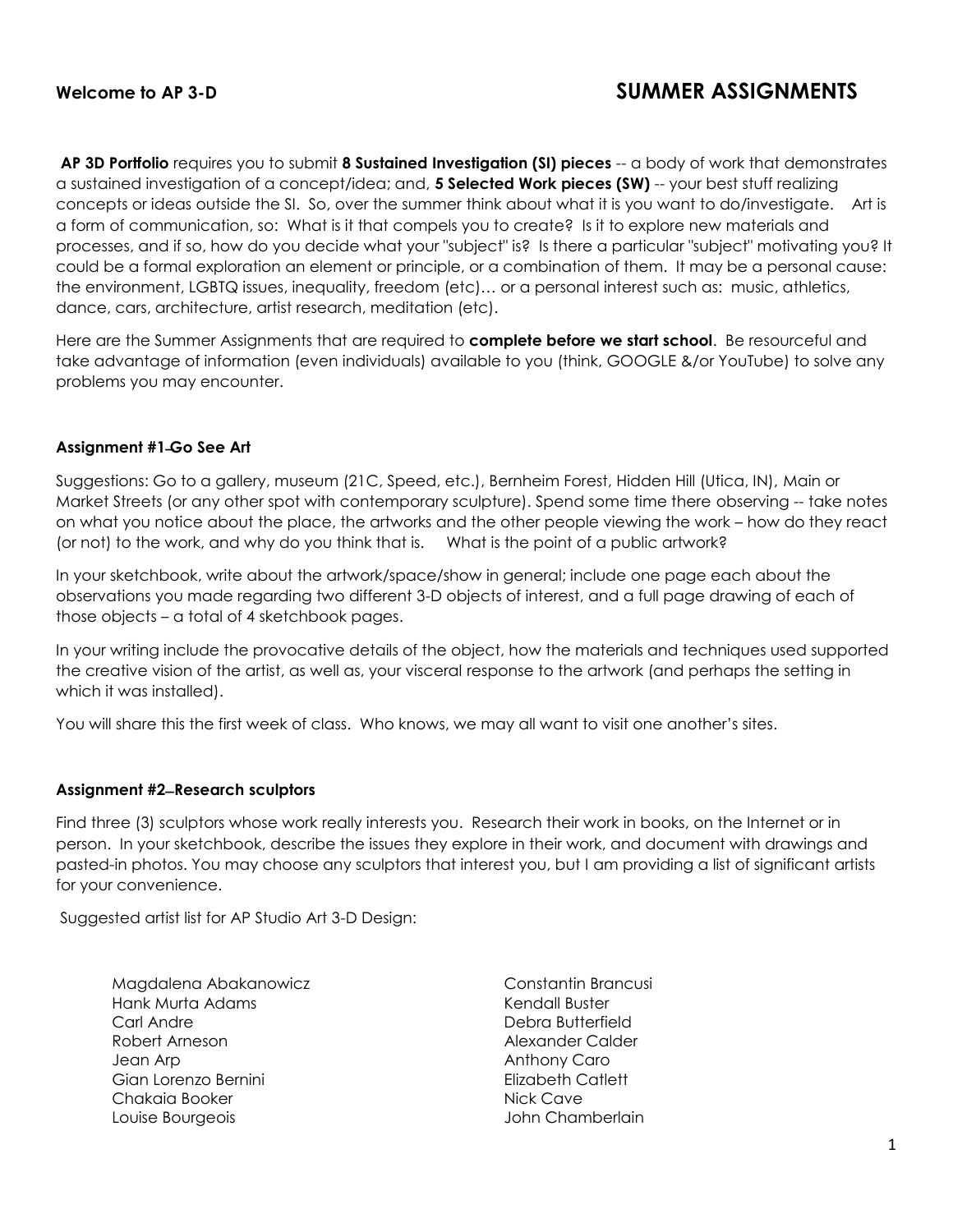**Welcome to AP 3-D** **SUMMER ASSIGNMENTS**

**AP 3D Portfolio** requires you to submit **8 Sustained Investigation (SI) pieces** -- a body of work that demonstrates a sustained investigation of a concept/idea; and, **5 Selected Work pieces (SW)** -- your best stuff realizing concepts or ideas outside the SI. So, over the summer think about what it is you want to do/investigate. Art is a form of communication, so: What is it that compels you to create? Is it to explore new materials and processes, and if so, how do you decide what your "subject" is? Is there a particular "subject" motivating you? It could be a formal exploration an element or principle, or a combination of them. It may be a personal cause: the environment, LGBTQ issues, inequality, freedom (etc)… or a personal interest such as: music, athletics, dance, cars, architecture, artist research, meditation (etc).

Here are the Summer Assignments that are required to **complete before we start school**. Be resourceful and take advantage of information (even individuals) available to you (think, GOOGLE &/or YouTube) to solve any problems you may encounter.

**Assignment #1–Go See Art**

Suggestions: Go to a gallery, museum (21C, Speed, etc.), Bernheim Forest, Hidden Hill (Utica, IN), Main or Market Streets (or any other spot with contemporary sculpture). Spend some time there observing -- take notes on what you notice about the place, the artworks and the other people viewing the work – how do they react (or not) to the work, and why do you think that is. What is the point of a public artwork?

In your sketchbook, write about the artwork/space/show in general; include one page each about the observations you made regarding two different 3-D objects of interest, and a full page drawing of each of those objects – a total of 4 sketchbook pages.

In your writing include the provocative details of the object, how the materials and techniques used supported the creative vision of the artist, as well as, your visceral response to the artwork (and perhaps the setting in which it was installed).

You will share this the first week of class. Who knows, we may all want to visit one another's sites.

**Assignment #2–Research sculptors**

Find three (3) sculptors whose work really interests you. Research their work in books, on the Internet or in person. In your sketchbook, describe the issues they explore in their work, and document with drawings and pasted-in photos. You may choose any sculptors that interest you, but I am providing a list of significant artists for your convenience.

Suggested artist list for AP Studio Art 3-D Design:

- Magdalena Abakanowicz
- Hank Murta Adams
- Carl Andre
- Robert Arneson
- Jean Arp
- Gian Lorenzo Bernini
- Chakaia Booker
- Louise Bourgeois
- Constantin Brancusi
- Kendall Buster
- Debra Butterfield
- Alexander Calder
- Anthony Caro
- Elizabeth Catlett
- Nick Cave
- John Chamberlain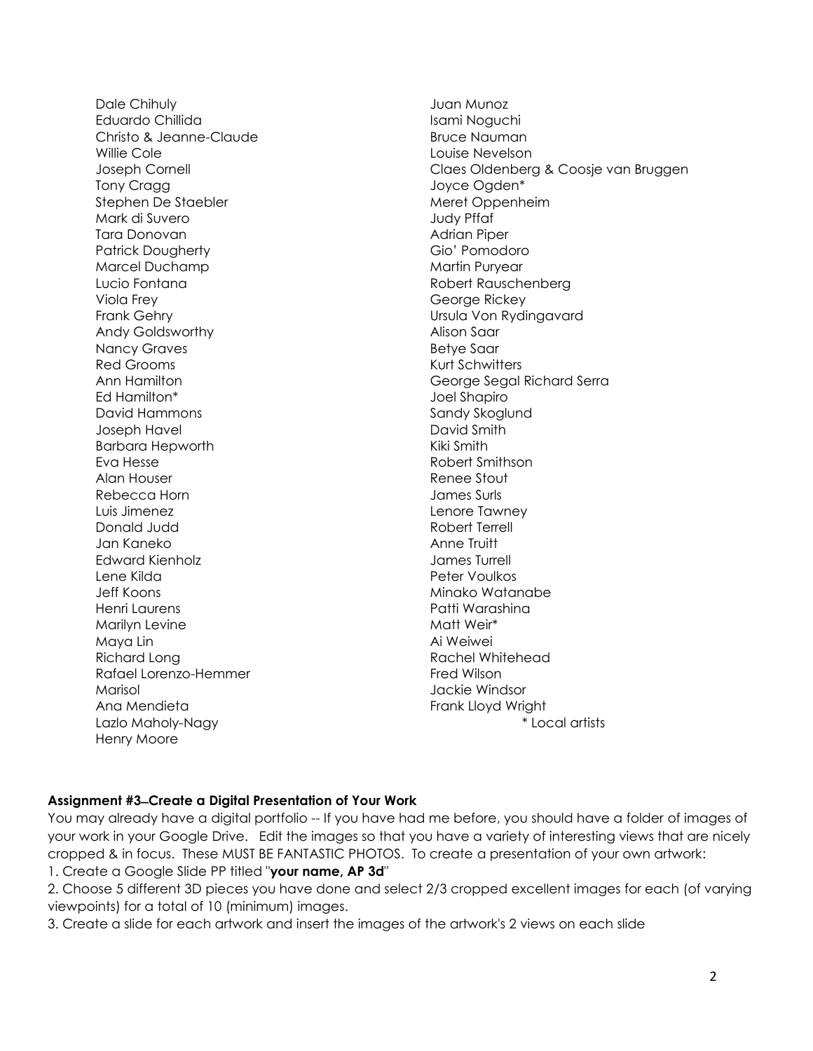Dale Chihuly
Eduardo Chillida
Christo & Jeanne-Claude
Willie Cole
Joseph Cornell
Tony Cragg
Stephen De Staebler
Mark di Suvero
Tara Donovan
Patrick Dougherty
Marcel Duchamp
Lucio Fontana
Viola Frey
Frank Gehry
Andy Goldsworthy
Nancy Graves
Red Grooms
Ann Hamilton
Ed Hamilton*
David Hammons
Joseph Havel
Barbara Hepworth
Eva Hesse
Alan Houser
Rebecca Horn
Luis Jimenez
Donald Judd
Jan Kaneko
Edward Kienholz
Lene Kilda
Jeff Koons
Henri Laurens
Marilyn Levine
Maya Lin
Richard Long
Rafael Lorenzo-Hemmer
Marisol
Ana Mendieta
Lazlo Maholy-Nagy
Henry Moore
Juan Munoz
Isami Noguchi
Bruce Nauman
Louise Nevelson
Claes Oldenberg & Coosje van Bruggen
Joyce Ogden*
Meret Oppenheim
Judy Pffaf
Adrian Piper
Gio' Pomodoro
Martin Puryear
Robert Rauschenberg
George Rickey
Ursula Von Rydingavard
Alison Saar
Betye Saar
Kurt Schwitters
George Segal Richard Serra
Joel Shapiro
Sandy Skoglund
David Smith
Kiki Smith
Robert Smithson
Renee Stout
James Surls
Lenore Tawney
Robert Terrell
Anne Truitt
James Turrell
Peter Voulkos
Minako Watanabe
Patti Warashina
Matt Weir*
Ai Weiwei
Rachel Whitehead
Fred Wilson
Jackie Windsor
Frank Lloyd Wright

\* Local artists

**Assignment #3–Create a Digital Presentation of Your Work**

You may already have a digital portfolio -- If you have had me before, you should have a folder of images of your work in your Google Drive. Edit the images so that you have a variety of interesting views that are nicely cropped & in focus. These MUST BE FANTASTIC PHOTOS. To create a presentation of your own artwork:

1. Create a Google Slide PP titled "**your name, AP 3d**"
2. Choose 5 different 3D pieces you have done and select 2/3 cropped excellent images for each (of varying viewpoints) for a total of 10 (minimum) images.
3. Create a slide for each artwork and insert the images of the artwork's 2 views on each slide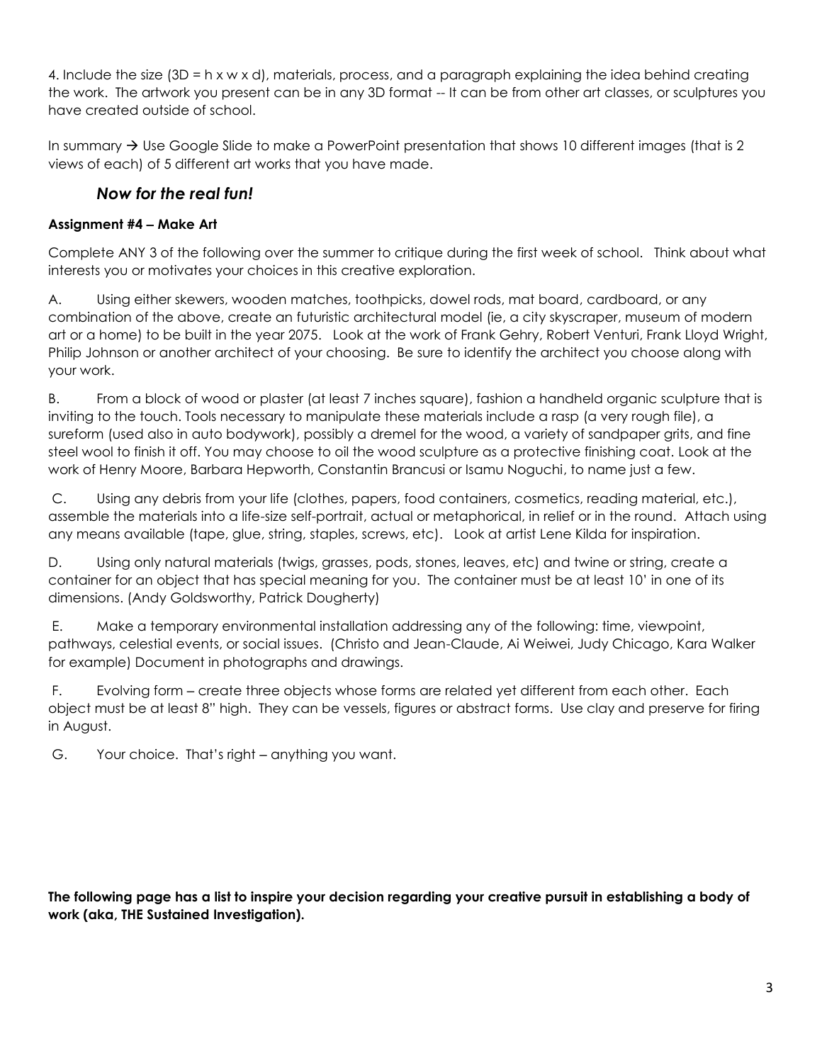4. Include the size (3D = h x w x d), materials, process, and a paragraph explaining the idea behind creating the work. The artwork you present can be in any 3D format -- It can be from other art classes, or sculptures you have created outside of school.

In summary → Use Google Slide to make a PowerPoint presentation that shows 10 different images (that is 2 views of each) of 5 different art works that you have made.

### *Now for the real fun!*

**Assignment #4 – Make Art**

Complete ANY 3 of the following over the summer to critique during the first week of school. Think about what interests you or motivates your choices in this creative exploration.

A. Using either skewers, wooden matches, toothpicks, dowel rods, mat board, cardboard, or any combination of the above, create an futuristic architectural model (ie, a city skyscraper, museum of modern art or a home) to be built in the year 2075. Look at the work of Frank Gehry, Robert Venturi, Frank Lloyd Wright, Philip Johnson or another architect of your choosing. Be sure to identify the architect you choose along with your work.

B. From a block of wood or plaster (at least 7 inches square), fashion a handheld organic sculpture that is inviting to the touch. Tools necessary to manipulate these materials include a rasp (a very rough file), a sureform (used also in auto bodywork), possibly a dremel for the wood, a variety of sandpaper grits, and fine steel wool to finish it off. You may choose to oil the wood sculpture as a protective finishing coat. Look at the work of Henry Moore, Barbara Hepworth, Constantin Brancusi or Isamu Noguchi, to name just a few.

C. Using any debris from your life (clothes, papers, food containers, cosmetics, reading material, etc.), assemble the materials into a life-size self-portrait, actual or metaphorical, in relief or in the round. Attach using any means available (tape, glue, string, staples, screws, etc). Look at artist Lene Kilda for inspiration.

D. Using only natural materials (twigs, grasses, pods, stones, leaves, etc) and twine or string, create a container for an object that has special meaning for you. The container must be at least 10' in one of its dimensions. (Andy Goldsworthy, Patrick Dougherty)

E. Make a temporary environmental installation addressing any of the following: time, viewpoint, pathways, celestial events, or social issues. (Christo and Jean-Claude, Ai Weiwei, Judy Chicago, Kara Walker for example) Document in photographs and drawings.

F. Evolving form – create three objects whose forms are related yet different from each other. Each object must be at least 8" high. They can be vessels, figures or abstract forms. Use clay and preserve for firing in August.

G. Your choice. That's right – anything you want.

**The following page has a list to inspire your decision regarding your creative pursuit in establishing a body of work (aka, THE Sustained Investigation).**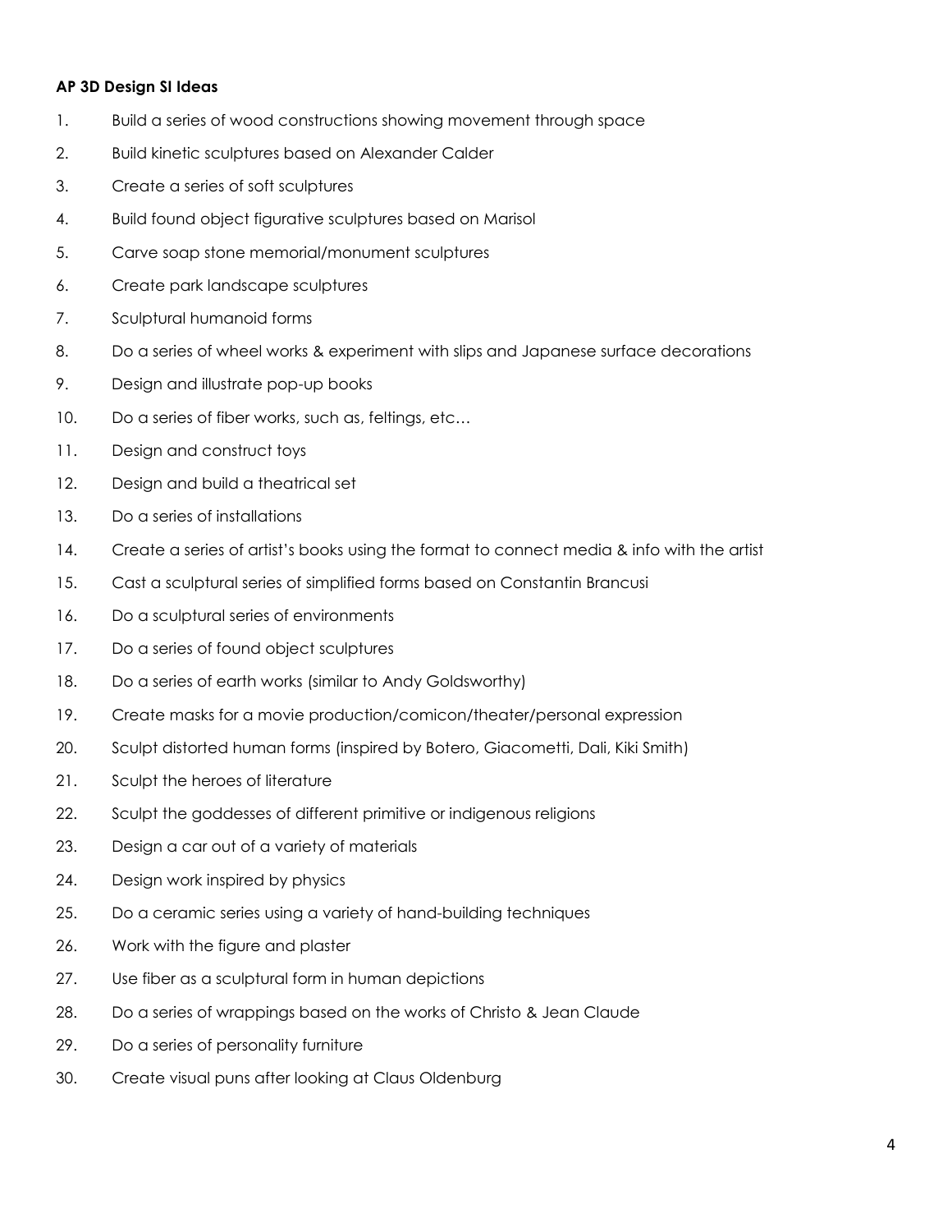**AP 3D Design SI Ideas**

1. Build a series of wood constructions showing movement through space
2. Build kinetic sculptures based on Alexander Calder
3. Create a series of soft sculptures
4. Build found object figurative sculptures based on Marisol
5. Carve soap stone memorial/monument sculptures
6. Create park landscape sculptures
7. Sculptural humanoid forms
8. Do a series of wheel works & experiment with slips and Japanese surface decorations
9. Design and illustrate pop-up books
10. Do a series of fiber works, such as, feltings, etc…
11. Design and construct toys
12. Design and build a theatrical set
13. Do a series of installations
14. Create a series of artist's books using the format to connect media & info with the artist
15. Cast a sculptural series of simplified forms based on Constantin Brancusi
16. Do a sculptural series of environments
17. Do a series of found object sculptures
18. Do a series of earth works (similar to Andy Goldsworthy)
19. Create masks for a movie production/comicon/theater/personal expression
20. Sculpt distorted human forms (inspired by Botero, Giacometti, Dali, Kiki Smith)
21. Sculpt the heroes of literature
22. Sculpt the goddesses of different primitive or indigenous religions
23. Design a car out of a variety of materials
24. Design work inspired by physics
25. Do a ceramic series using a variety of hand-building techniques
26. Work with the figure and plaster
27. Use fiber as a sculptural form in human depictions
28. Do a series of wrappings based on the works of Christo & Jean Claude
29. Do a series of personality furniture
30. Create visual puns after looking at Claus Oldenburg